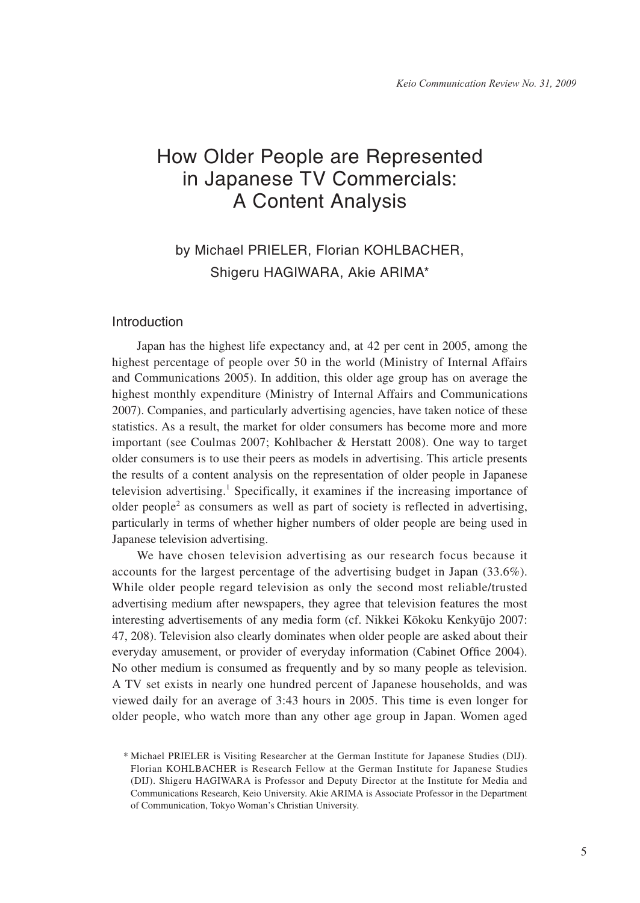# How Older People are Represented in Japanese TV Commercials: A Content Analysis

by Michael PRIELER, Florian KOHLBACHER, Shigeru HAGIWARA, Akie ARIMA*

## Introduction

Japan has the highest life expectancy and, at 42 per cent in 2005, among the highest percentage of people over 50 in the world (Ministry of Internal Affairs and Communications 2005). In addition, this older age group has on average the highest monthly expenditure (Ministry of Internal Affairs and Communications 2007). Companies, and particularly advertising agencies, have taken notice of these statistics. As a result, the market for older consumers has become more and more important (see Coulmas 2007; Kohlbacher & Herstatt 2008). One way to target older consumers is to use their peers as models in advertising. This article presents the results of a content analysis on the representation of older people in Japanese television advertising.[1] Specifically, it examines if the increasing importance of older people[2] as consumers as well as part of society is reflected in advertising, particularly in terms of whether higher numbers of older people are being used in Japanese television advertising.

We have chosen television advertising as our research focus because it accounts for the largest percentage of the advertising budget in Japan (33.6%). While older people regard television as only the second most reliable/trusted advertising medium after newspapers, they agree that television features the most interesting advertisements of any media form (cf. Nikkei Kōkoku Kenkyūjo 2007: 47, 208). Television also clearly dominates when older people are asked about their everyday amusement, or provider of everyday information (Cabinet Office 2004). No other medium is consumed as frequently and by so many people as television. A TV set exists in nearly one hundred percent of Japanese households, and was viewed daily for an average of 3:43 hours in 2005. This time is even longer for older people, who watch more than any other age group in Japan. Women aged

\* Michael PRIELER is Visiting Researcher at the German Institute for Japanese Studies (DIJ). Florian KOHLBACHER is Research Fellow at the German Institute for Japanese Studies (DIJ). Shigeru HAGIWARA is Professor and Deputy Director at the Institute for Media and Communications Research, Keio University. Akie ARIMA is Associate Professor in the Department of Communication, Tokyo Woman's Christian University.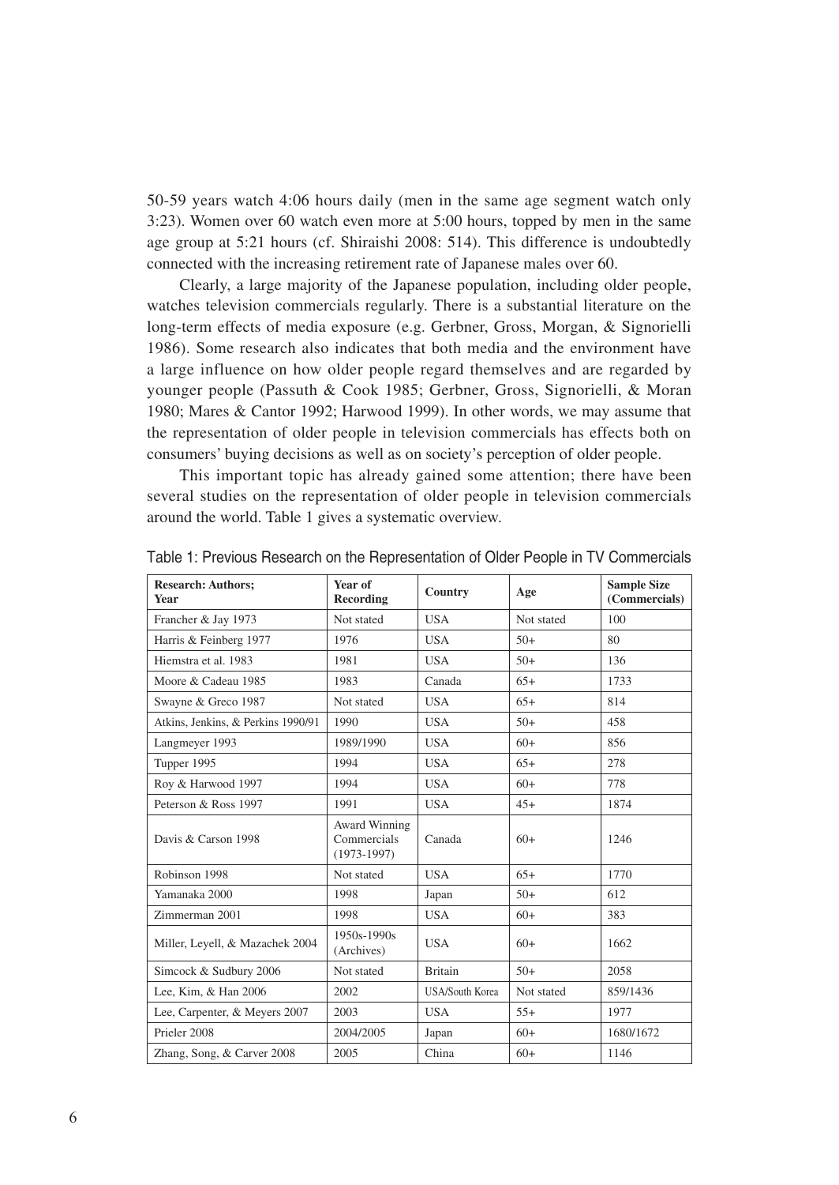50-59 years watch 4:06 hours daily (men in the same age segment watch only 3:23). Women over 60 watch even more at 5:00 hours, topped by men in the same age group at 5:21 hours (cf. Shiraishi 2008: 514). This difference is undoubtedly connected with the increasing retirement rate of Japanese males over 60.

Clearly, a large majority of the Japanese population, including older people, watches television commercials regularly. There is a substantial literature on the long-term effects of media exposure (e.g. Gerbner, Gross, Morgan, & Signorielli 1986). Some research also indicates that both media and the environment have a large influence on how older people regard themselves and are regarded by younger people (Passuth & Cook 1985; Gerbner, Gross, Signorielli, & Moran 1980; Mares & Cantor 1992; Harwood 1999). In other words, we may assume that the representation of older people in television commercials has effects both on consumers' buying decisions as well as on society's perception of older people.

This important topic has already gained some attention; there have been several studies on the representation of older people in television commercials around the world. Table 1 gives a systematic overview.

Table 1: Previous Research on the Representation of Older People in TV Commercials

| Research: Authors; Year | Year of Recording | Country | Age | Sample Size (Commercials) |
|---|---|---|---|---|
| Francher & Jay 1973 | Not stated | USA | Not stated | 100 |
| Harris & Feinberg 1977 | 1976 | USA | 50+ | 80 |
| Hiemstra et al. 1983 | 1981 | USA | 50+ | 136 |
| Moore & Cadeau 1985 | 1983 | Canada | 65+ | 1733 |
| Swayne & Greco 1987 | Not stated | USA | 65+ | 814 |
| Atkins, Jenkins, & Perkins 1990/91 | 1990 | USA | 50+ | 458 |
| Langmeyer 1993 | 1989/1990 | USA | 60+ | 856 |
| Tupper 1995 | 1994 | USA | 65+ | 278 |
| Roy & Harwood 1997 | 1994 | USA | 60+ | 778 |
| Peterson & Ross 1997 | 1991 | USA | 45+ | 1874 |
| Davis & Carson 1998 | Award Winning Commercials (1973-1997) | Canada | 60+ | 1246 |
| Robinson 1998 | Not stated | USA | 65+ | 1770 |
| Yamanaka 2000 | 1998 | Japan | 50+ | 612 |
| Zimmerman 2001 | 1998 | USA | 60+ | 383 |
| Miller, Leyell, & Mazachek 2004 | 1950s-1990s (Archives) | USA | 60+ | 1662 |
| Simcock & Sudbury 2006 | Not stated | Britain | 50+ | 2058 |
| Lee, Kim, & Han 2006 | 2002 | USA/South Korea | Not stated | 859/1436 |
| Lee, Carpenter, & Meyers 2007 | 2003 | USA | 55+ | 1977 |
| Prieler 2008 | 2004/2005 | Japan | 60+ | 1680/1672 |
| Zhang, Song, & Carver 2008 | 2005 | China | 60+ | 1146 |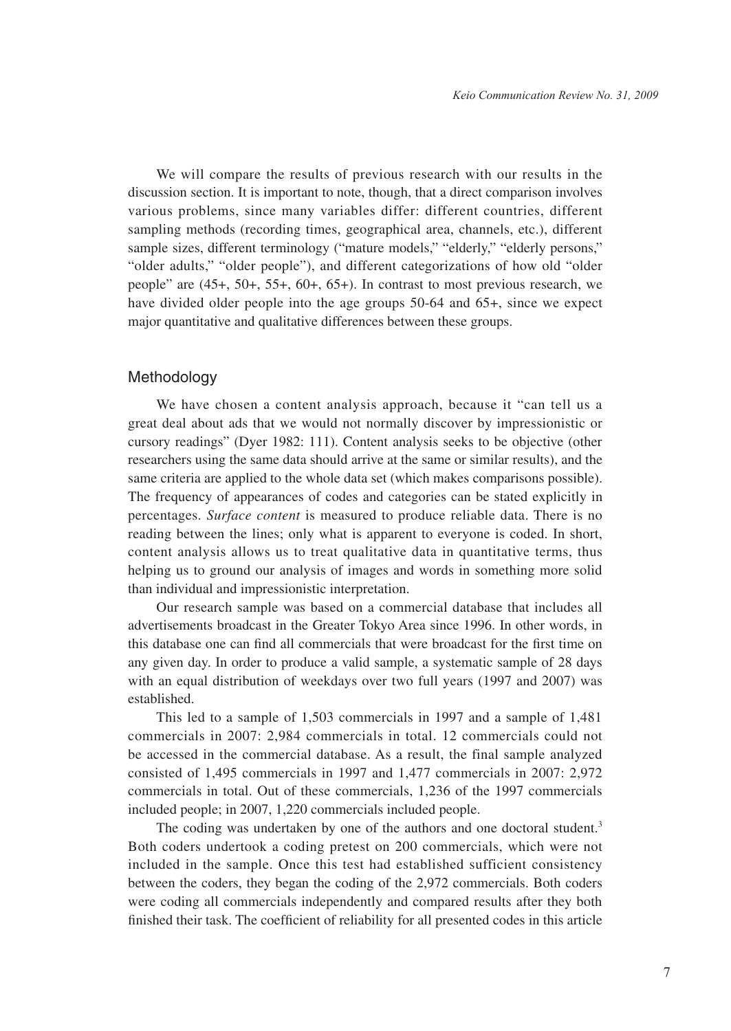We will compare the results of previous research with our results in the discussion section. It is important to note, though, that a direct comparison involves various problems, since many variables differ: different countries, different sampling methods (recording times, geographical area, channels, etc.), different sample sizes, different terminology ("mature models," "elderly," "elderly persons," "older adults," "older people"), and different categorizations of how old "older people" are (45+, 50+, 55+, 60+, 65+). In contrast to most previous research, we have divided older people into the age groups 50-64 and 65+, since we expect major quantitative and qualitative differences between these groups.

## Methodology

We have chosen a content analysis approach, because it "can tell us a great deal about ads that we would not normally discover by impressionistic or cursory readings" (Dyer 1982: 111). Content analysis seeks to be objective (other researchers using the same data should arrive at the same or similar results), and the same criteria are applied to the whole data set (which makes comparisons possible). The frequency of appearances of codes and categories can be stated explicitly in percentages. *Surface content* is measured to produce reliable data. There is no reading between the lines; only what is apparent to everyone is coded. In short, content analysis allows us to treat qualitative data in quantitative terms, thus helping us to ground our analysis of images and words in something more solid than individual and impressionistic interpretation.

Our research sample was based on a commercial database that includes all advertisements broadcast in the Greater Tokyo Area since 1996. In other words, in this database one can find all commercials that were broadcast for the first time on any given day. In order to produce a valid sample, a systematic sample of 28 days with an equal distribution of weekdays over two full years (1997 and 2007) was established.

This led to a sample of 1,503 commercials in 1997 and a sample of 1,481 commercials in 2007: 2,984 commercials in total. 12 commercials could not be accessed in the commercial database. As a result, the final sample analyzed consisted of 1,495 commercials in 1997 and 1,477 commercials in 2007: 2,972 commercials in total. Out of these commercials, 1,236 of the 1997 commercials included people; in 2007, 1,220 commercials included people.

The coding was undertaken by one of the authors and one doctoral student.[3] Both coders undertook a coding pretest on 200 commercials, which were not included in the sample. Once this test had established sufficient consistency between the coders, they began the coding of the 2,972 commercials. Both coders were coding all commercials independently and compared results after they both finished their task. The coefficient of reliability for all presented codes in this article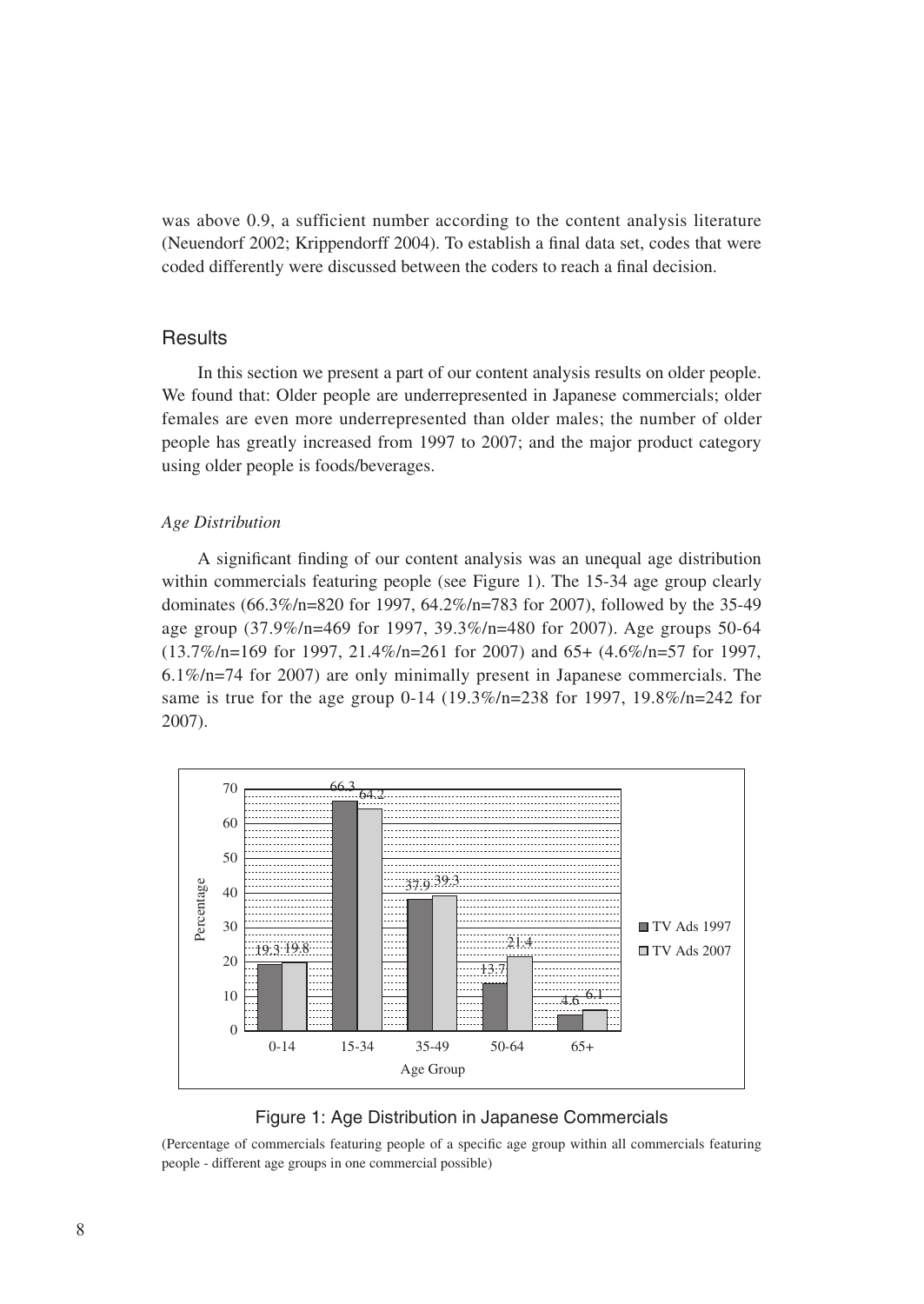was above 0.9, a sufficient number according to the content analysis literature (Neuendorf 2002; Krippendorff 2004). To establish a final data set, codes that were coded differently were discussed between the coders to reach a final decision.

## Results

In this section we present a part of our content analysis results on older people. We found that: Older people are underrepresented in Japanese commercials; older females are even more underrepresented than older males; the number of older people has greatly increased from 1997 to 2007; and the major product category using older people is foods/beverages.

### *Age Distribution*

A significant finding of our content analysis was an unequal age distribution within commercials featuring people (see Figure 1). The 15-34 age group clearly dominates (66.3%/n=820 for 1997, 64.2%/n=783 for 2007), followed by the 35-49 age group (37.9%/n=469 for 1997, 39.3%/n=480 for 2007). Age groups 50-64 (13.7%/n=169 for 1997, 21.4%/n=261 for 2007) and 65+ (4.6%/n=57 for 1997, 6.1%/n=74 for 2007) are only minimally present in Japanese commercials. The same is true for the age group 0-14 (19.3%/n=238 for 1997, 19.8%/n=242 for 2007).

| Age Group | TV Ads 1997 (%) | TV Ads 2007 (%) |
|---|---|---|
| 0-14 | 19.3 | 19.8 |
| 15-34 | 66.3 | 64.2 |
| 35-49 | 37.9 | 39.3 |
| 50-64 | 13.7 | 21.4 |
| 65+ | 4.6 | 6.1 |

Figure 1: Age Distribution in Japanese Commercials

(Percentage of commercials featuring people of a specific age group within all commercials featuring people - different age groups in one commercial possible)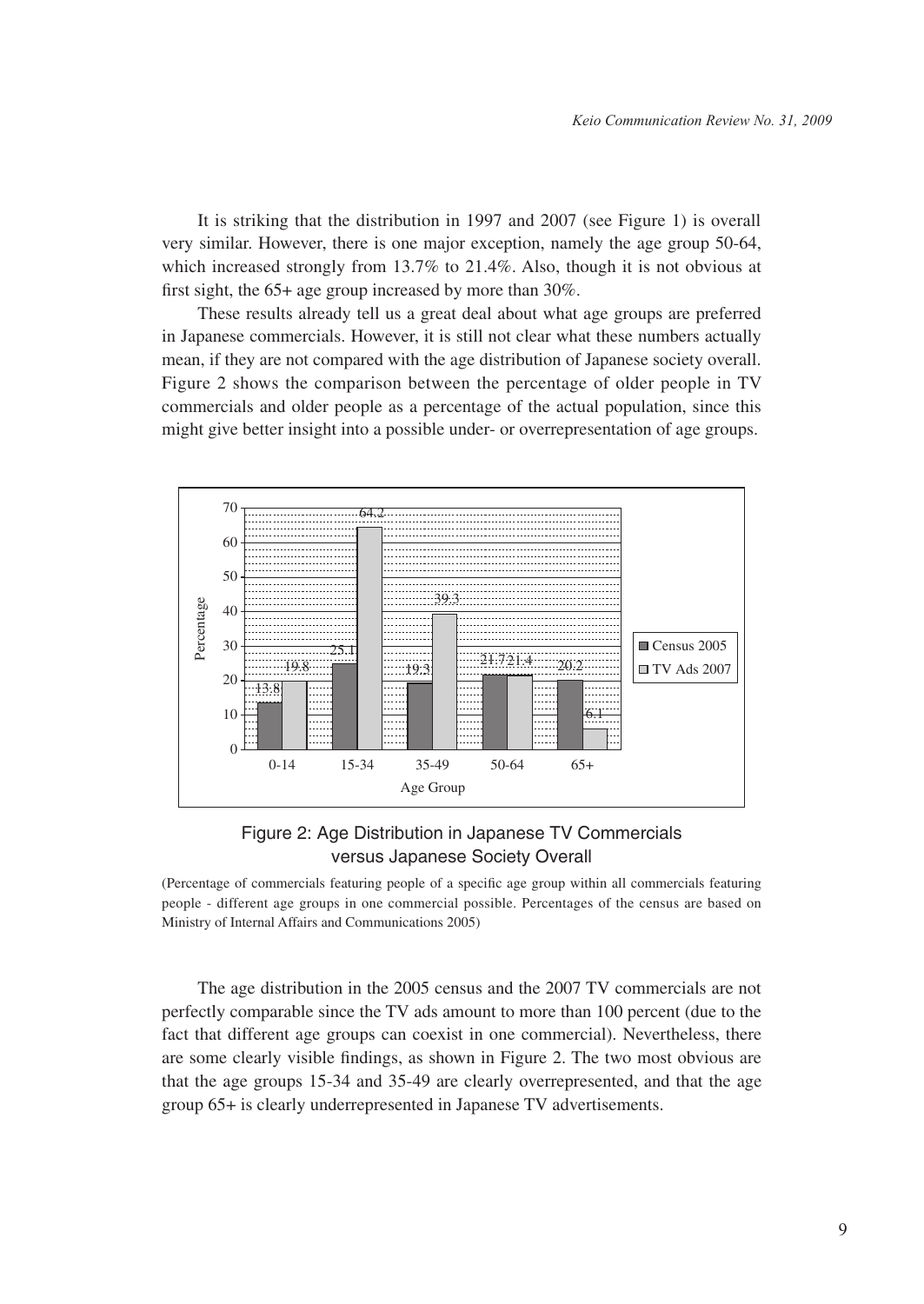It is striking that the distribution in 1997 and 2007 (see Figure 1) is overall very similar. However, there is one major exception, namely the age group 50-64, which increased strongly from 13.7% to 21.4%. Also, though it is not obvious at first sight, the 65+ age group increased by more than 30%.

These results already tell us a great deal about what age groups are preferred in Japanese commercials. However, it is still not clear what these numbers actually mean, if they are not compared with the age distribution of Japanese society overall. Figure 2 shows the comparison between the percentage of older people in TV commercials and older people as a percentage of the actual population, since this might give better insight into a possible under- or overrepresentation of age groups.

| Age Group | Census 2005 | TV Ads 2007 |
| --- | --- | --- |
| 0-14 | 13.8 | 19.8 |
| 15-34 | 25.1 | 64.2 |
| 35-49 | 19.3 | 39.3 |
| 50-64 | 21.7 | 21.4 |
| 65+ | 20.2 | 6.1 |

Figure 2: Age Distribution in Japanese TV Commercials versus Japanese Society Overall

(Percentage of commercials featuring people of a specific age group within all commercials featuring people - different age groups in one commercial possible. Percentages of the census are based on Ministry of Internal Affairs and Communications 2005)

The age distribution in the 2005 census and the 2007 TV commercials are not perfectly comparable since the TV ads amount to more than 100 percent (due to the fact that different age groups can coexist in one commercial). Nevertheless, there are some clearly visible findings, as shown in Figure 2. The two most obvious are that the age groups 15-34 and 35-49 are clearly overrepresented, and that the age group 65+ is clearly underrepresented in Japanese TV advertisements.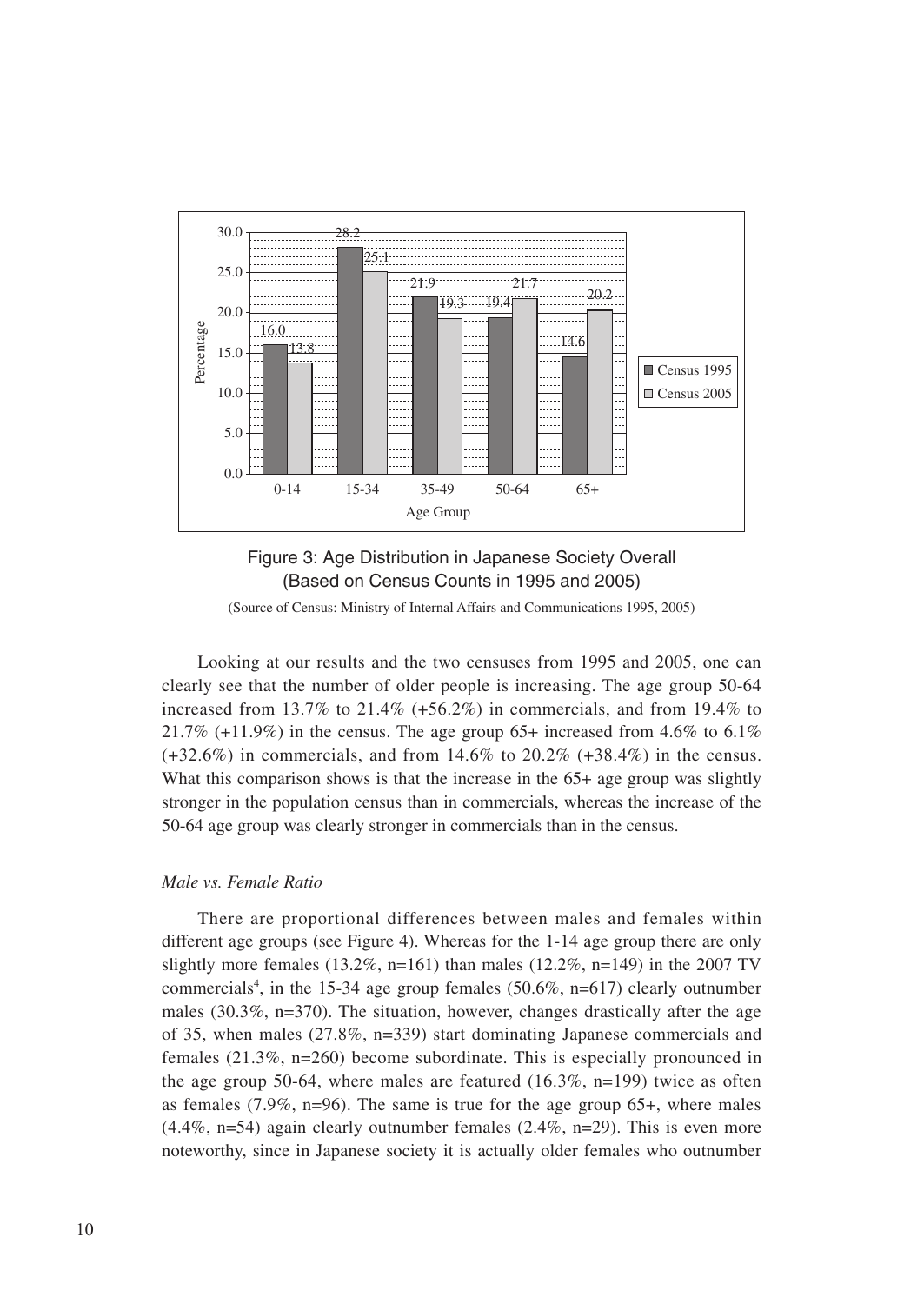Figure 3: Age Distribution in Japanese Society Overall (Based on Census Counts in 1995 and 2005)

(Source of Census: Ministry of Internal Affairs and Communications 1995, 2005)

Looking at our results and the two censuses from 1995 and 2005, one can clearly see that the number of older people is increasing. The age group 50-64 increased from 13.7% to 21.4% (+56.2%) in commercials, and from 19.4% to 21.7% (+11.9%) in the census. The age group 65+ increased from 4.6% to 6.1% (+32.6%) in commercials, and from 14.6% to 20.2% (+38.4%) in the census. What this comparison shows is that the increase in the 65+ age group was slightly stronger in the population census than in commercials, whereas the increase of the 50-64 age group was clearly stronger in commercials than in the census.

*Male vs. Female Ratio*

There are proportional differences between males and females within different age groups (see Figure 4). Whereas for the 1-14 age group there are only slightly more females (13.2%, n=161) than males (12.2%, n=149) in the 2007 TV commercials[4], in the 15-34 age group females (50.6%, n=617) clearly outnumber males (30.3%, n=370). The situation, however, changes drastically after the age of 35, when males (27.8%, n=339) start dominating Japanese commercials and females (21.3%, n=260) become subordinate. This is especially pronounced in the age group 50-64, where males are featured (16.3%, n=199) twice as often as females (7.9%, n=96). The same is true for the age group 65+, where males (4.4%, n=54) again clearly outnumber females (2.4%, n=29). This is even more noteworthy, since in Japanese society it is actually older females who outnumber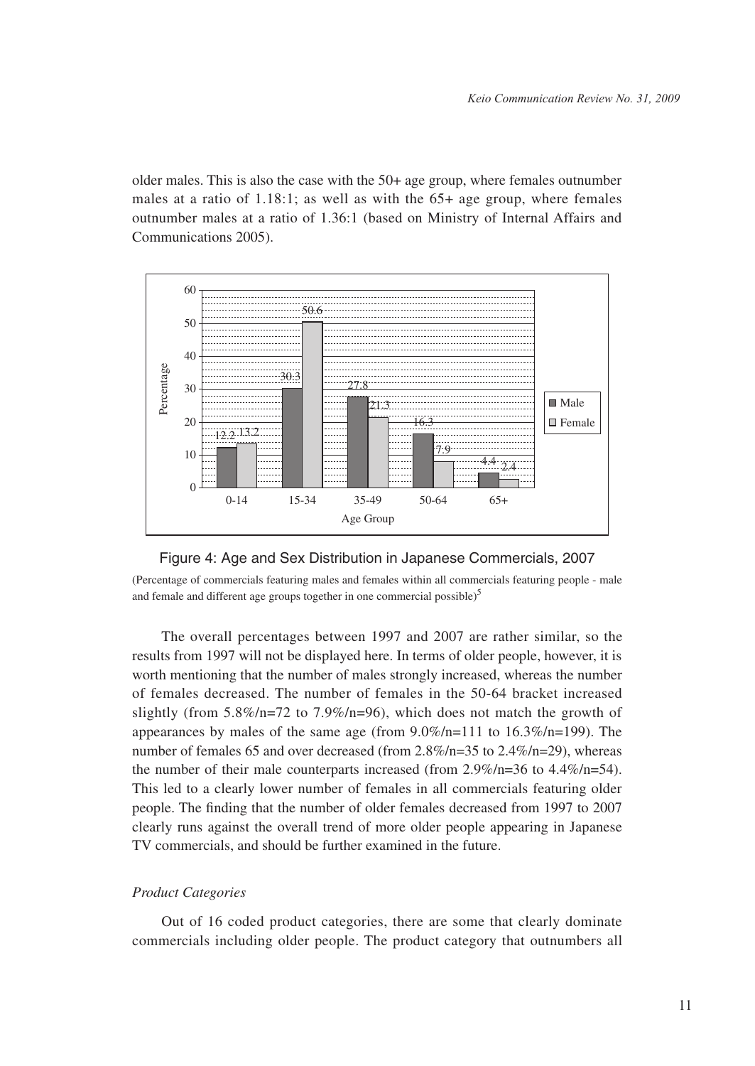older males. This is also the case with the 50+ age group, where females outnumber males at a ratio of 1.18:1; as well as with the 65+ age group, where females outnumber males at a ratio of 1.36:1 (based on Ministry of Internal Affairs and Communications 2005).

| Age Group | Male | Female |
|---|---|---|
| 0-14 | 12.2 | 13.2 |
| 15-34 | 30.3 | 50.6 |
| 35-49 | 27.8 | 21.3 |
| 50-64 | 16.3 | 7.9 |
| 65+ | 4.4 | 2.4 |

Figure 4: Age and Sex Distribution in Japanese Commercials, 2007

(Percentage of commercials featuring males and females within all commercials featuring people - male and female and different age groups together in one commercial possible)[5]

The overall percentages between 1997 and 2007 are rather similar, so the results from 1997 will not be displayed here. In terms of older people, however, it is worth mentioning that the number of males strongly increased, whereas the number of females decreased. The number of females in the 50-64 bracket increased slightly (from 5.8%/n=72 to 7.9%/n=96), which does not match the growth of appearances by males of the same age (from 9.0%/n=111 to 16.3%/n=199). The number of females 65 and over decreased (from 2.8%/n=35 to 2.4%/n=29), whereas the number of their male counterparts increased (from 2.9%/n=36 to 4.4%/n=54). This led to a clearly lower number of females in all commercials featuring older people. The finding that the number of older females decreased from 1997 to 2007 clearly runs against the overall trend of more older people appearing in Japanese TV commercials, and should be further examined in the future.

*Product Categories*

Out of 16 coded product categories, there are some that clearly dominate commercials including older people. The product category that outnumbers all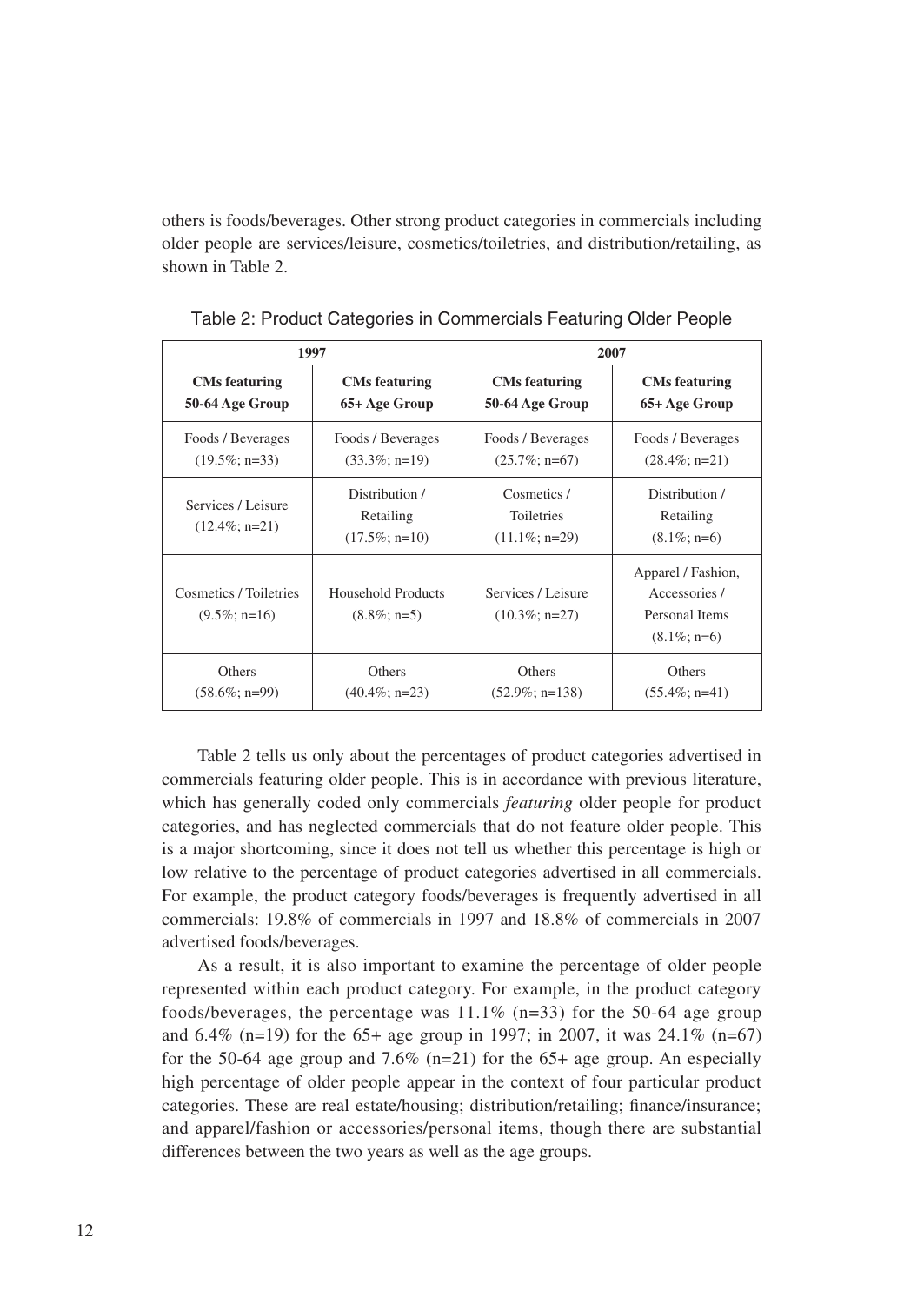others is foods/beverages. Other strong product categories in commercials including older people are services/leisure, cosmetics/toiletries, and distribution/retailing, as shown in Table 2.

Table 2: Product Categories in Commercials Featuring Older People

| 1997 | | 2007 | |
|---|---|---|---|
| **CMs featuring 50-64 Age Group** | **CMs featuring 65+ Age Group** | **CMs featuring 50-64 Age Group** | **CMs featuring 65+ Age Group** |
| Foods / Beverages (19.5%; n=33) | Foods / Beverages (33.3%; n=19) | Foods / Beverages (25.7%; n=67) | Foods / Beverages (28.4%; n=21) |
| Services / Leisure (12.4%; n=21) | Distribution / Retailing (17.5%; n=10) | Cosmetics / Toiletries (11.1%; n=29) | Distribution / Retailing (8.1%; n=6) |
| Cosmetics / Toiletries (9.5%; n=16) | Household Products (8.8%; n=5) | Services / Leisure (10.3%; n=27) | Apparel / Fashion, Accessories / Personal Items (8.1%; n=6) |
| Others (58.6%; n=99) | Others (40.4%; n=23) | Others (52.9%; n=138) | Others (55.4%; n=41) |

Table 2 tells us only about the percentages of product categories advertised in commercials featuring older people. This is in accordance with previous literature, which has generally coded only commercials *featuring* older people for product categories, and has neglected commercials that do not feature older people. This is a major shortcoming, since it does not tell us whether this percentage is high or low relative to the percentage of product categories advertised in all commercials. For example, the product category foods/beverages is frequently advertised in all commercials: 19.8% of commercials in 1997 and 18.8% of commercials in 2007 advertised foods/beverages.

As a result, it is also important to examine the percentage of older people represented within each product category. For example, in the product category foods/beverages, the percentage was 11.1% (n=33) for the 50-64 age group and 6.4% (n=19) for the 65+ age group in 1997; in 2007, it was 24.1% (n=67) for the 50-64 age group and 7.6% (n=21) for the 65+ age group. An especially high percentage of older people appear in the context of four particular product categories. These are real estate/housing; distribution/retailing; finance/insurance; and apparel/fashion or accessories/personal items, though there are substantial differences between the two years as well as the age groups.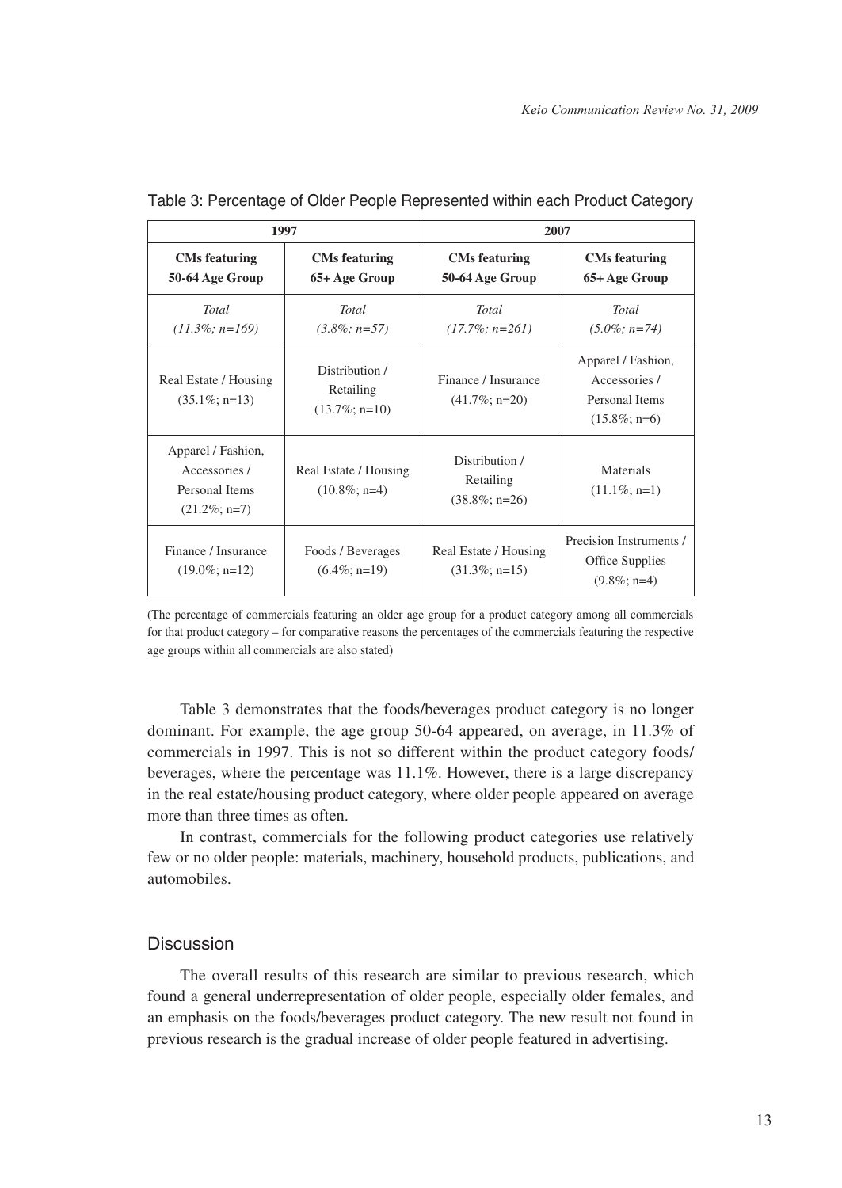Table 3: Percentage of Older People Represented within each Product Category

| 1997 | | 2007 | |
|---|---|---|---|
| **CMs featuring 50-64 Age Group** | **CMs featuring 65+ Age Group** | **CMs featuring 50-64 Age Group** | **CMs featuring 65+ Age Group** |
| *Total (11.3%; n=169)* | *Total (3.8%; n=57)* | *Total (17.7%; n=261)* | *Total (5.0%; n=74)* |
| Real Estate / Housing (35.1%; n=13) | Distribution / Retailing (13.7%; n=10) | Finance / Insurance (41.7%; n=20) | Apparel / Fashion, Accessories / Personal Items (15.8%; n=6) |
| Apparel / Fashion, Accessories / Personal Items (21.2%; n=7) | Real Estate / Housing (10.8%; n=4) | Distribution / Retailing (38.8%; n=26) | Materials (11.1%; n=1) |
| Finance / Insurance (19.0%; n=12) | Foods / Beverages (6.4%; n=19) | Real Estate / Housing (31.3%; n=15) | Precision Instruments / Office Supplies (9.8%; n=4) |

(The percentage of commercials featuring an older age group for a product category among all commercials for that product category – for comparative reasons the percentages of the commercials featuring the respective age groups within all commercials are also stated)

Table 3 demonstrates that the foods/beverages product category is no longer dominant. For example, the age group 50-64 appeared, on average, in 11.3% of commercials in 1997. This is not so different within the product category foods/ beverages, where the percentage was 11.1%. However, there is a large discrepancy in the real estate/housing product category, where older people appeared on average more than three times as often.

In contrast, commercials for the following product categories use relatively few or no older people: materials, machinery, household products, publications, and automobiles.

## Discussion

The overall results of this research are similar to previous research, which found a general underrepresentation of older people, especially older females, and an emphasis on the foods/beverages product category. The new result not found in previous research is the gradual increase of older people featured in advertising.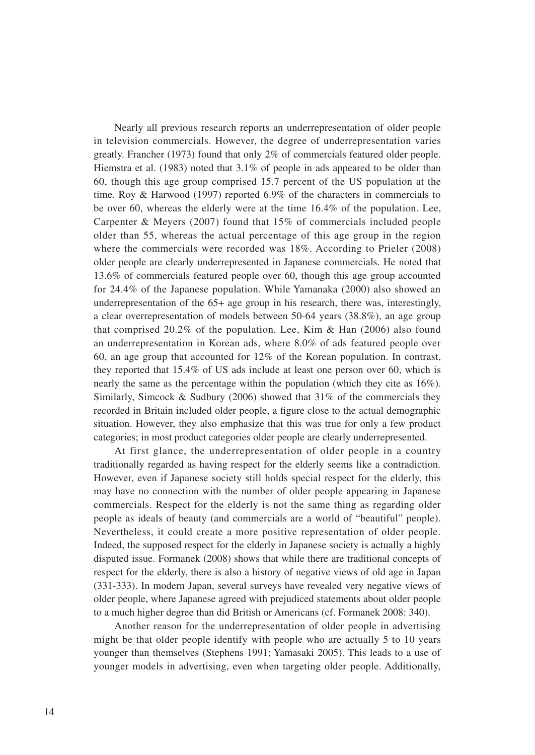Nearly all previous research reports an underrepresentation of older people in television commercials. However, the degree of underrepresentation varies greatly. Francher (1973) found that only 2% of commercials featured older people. Hiemstra et al. (1983) noted that 3.1% of people in ads appeared to be older than 60, though this age group comprised 15.7 percent of the US population at the time. Roy & Harwood (1997) reported 6.9% of the characters in commercials to be over 60, whereas the elderly were at the time 16.4% of the population. Lee, Carpenter & Meyers (2007) found that 15% of commercials included people older than 55, whereas the actual percentage of this age group in the region where the commercials were recorded was 18%. According to Prieler (2008) older people are clearly underrepresented in Japanese commercials. He noted that 13.6% of commercials featured people over 60, though this age group accounted for 24.4% of the Japanese population. While Yamanaka (2000) also showed an underrepresentation of the 65+ age group in his research, there was, interestingly, a clear overrepresentation of models between 50-64 years (38.8%), an age group that comprised 20.2% of the population. Lee, Kim & Han (2006) also found an underrepresentation in Korean ads, where 8.0% of ads featured people over 60, an age group that accounted for 12% of the Korean population. In contrast, they reported that 15.4% of US ads include at least one person over 60, which is nearly the same as the percentage within the population (which they cite as 16%). Similarly, Simcock & Sudbury (2006) showed that 31% of the commercials they recorded in Britain included older people, a figure close to the actual demographic situation. However, they also emphasize that this was true for only a few product categories; in most product categories older people are clearly underrepresented.

At first glance, the underrepresentation of older people in a country traditionally regarded as having respect for the elderly seems like a contradiction. However, even if Japanese society still holds special respect for the elderly, this may have no connection with the number of older people appearing in Japanese commercials. Respect for the elderly is not the same thing as regarding older people as ideals of beauty (and commercials are a world of "beautiful" people). Nevertheless, it could create a more positive representation of older people. Indeed, the supposed respect for the elderly in Japanese society is actually a highly disputed issue. Formanek (2008) shows that while there are traditional concepts of respect for the elderly, there is also a history of negative views of old age in Japan (331-333). In modern Japan, several surveys have revealed very negative views of older people, where Japanese agreed with prejudiced statements about older people to a much higher degree than did British or Americans (cf. Formanek 2008: 340).

Another reason for the underrepresentation of older people in advertising might be that older people identify with people who are actually 5 to 10 years younger than themselves (Stephens 1991; Yamasaki 2005). This leads to a use of younger models in advertising, even when targeting older people. Additionally,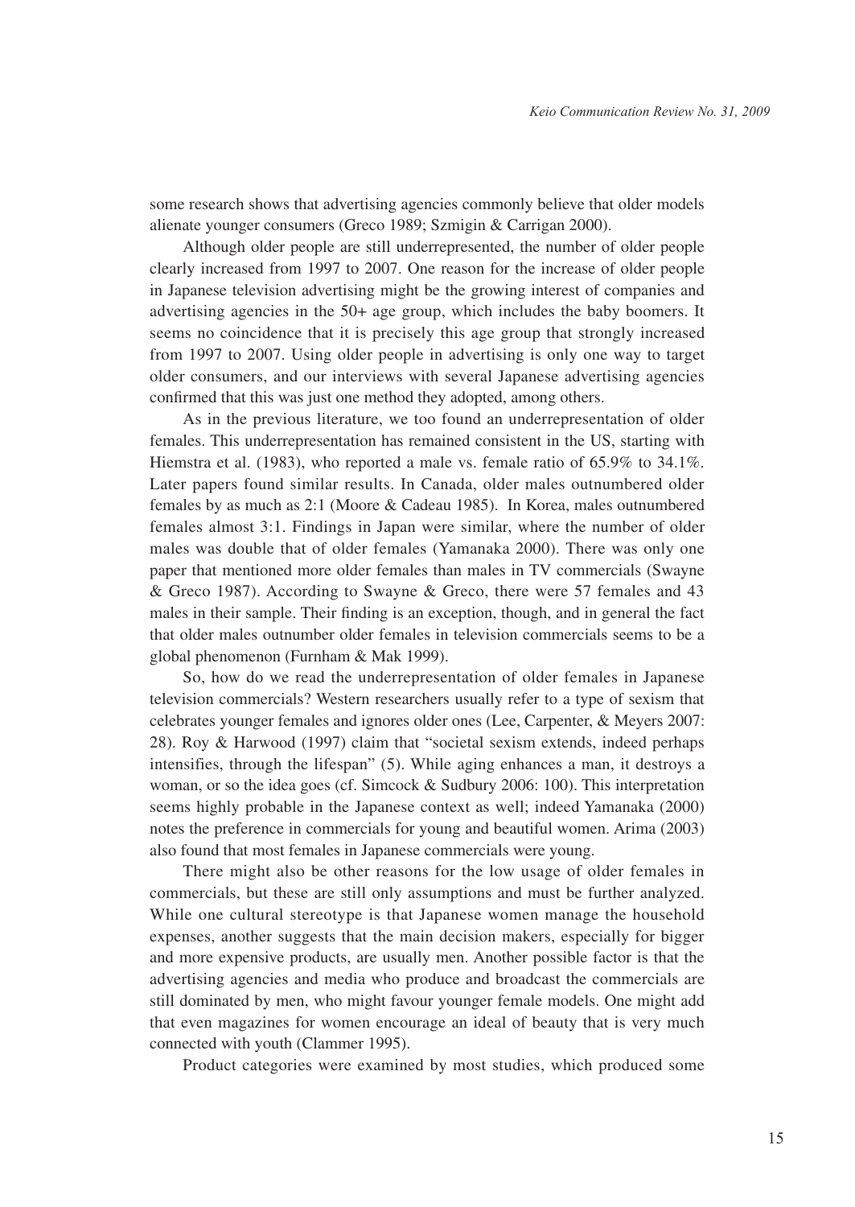some research shows that advertising agencies commonly believe that older models alienate younger consumers (Greco 1989; Szmigin & Carrigan 2000).

Although older people are still underrepresented, the number of older people clearly increased from 1997 to 2007. One reason for the increase of older people in Japanese television advertising might be the growing interest of companies and advertising agencies in the 50+ age group, which includes the baby boomers. It seems no coincidence that it is precisely this age group that strongly increased from 1997 to 2007. Using older people in advertising is only one way to target older consumers, and our interviews with several Japanese advertising agencies confirmed that this was just one method they adopted, among others.

As in the previous literature, we too found an underrepresentation of older females. This underrepresentation has remained consistent in the US, starting with Hiemstra et al. (1983), who reported a male vs. female ratio of 65.9% to 34.1%. Later papers found similar results. In Canada, older males outnumbered older females by as much as 2:1 (Moore & Cadeau 1985). In Korea, males outnumbered females almost 3:1. Findings in Japan were similar, where the number of older males was double that of older females (Yamanaka 2000). There was only one paper that mentioned more older females than males in TV commercials (Swayne & Greco 1987). According to Swayne & Greco, there were 57 females and 43 males in their sample. Their finding is an exception, though, and in general the fact that older males outnumber older females in television commercials seems to be a global phenomenon (Furnham & Mak 1999).

So, how do we read the underrepresentation of older females in Japanese television commercials? Western researchers usually refer to a type of sexism that celebrates younger females and ignores older ones (Lee, Carpenter, & Meyers 2007: 28). Roy & Harwood (1997) claim that "societal sexism extends, indeed perhaps intensifies, through the lifespan" (5). While aging enhances a man, it destroys a woman, or so the idea goes (cf. Simcock & Sudbury 2006: 100). This interpretation seems highly probable in the Japanese context as well; indeed Yamanaka (2000) notes the preference in commercials for young and beautiful women. Arima (2003) also found that most females in Japanese commercials were young.

There might also be other reasons for the low usage of older females in commercials, but these are still only assumptions and must be further analyzed. While one cultural stereotype is that Japanese women manage the household expenses, another suggests that the main decision makers, especially for bigger and more expensive products, are usually men. Another possible factor is that the advertising agencies and media who produce and broadcast the commercials are still dominated by men, who might favour younger female models. One might add that even magazines for women encourage an ideal of beauty that is very much connected with youth (Clammer 1995).

Product categories were examined by most studies, which produced some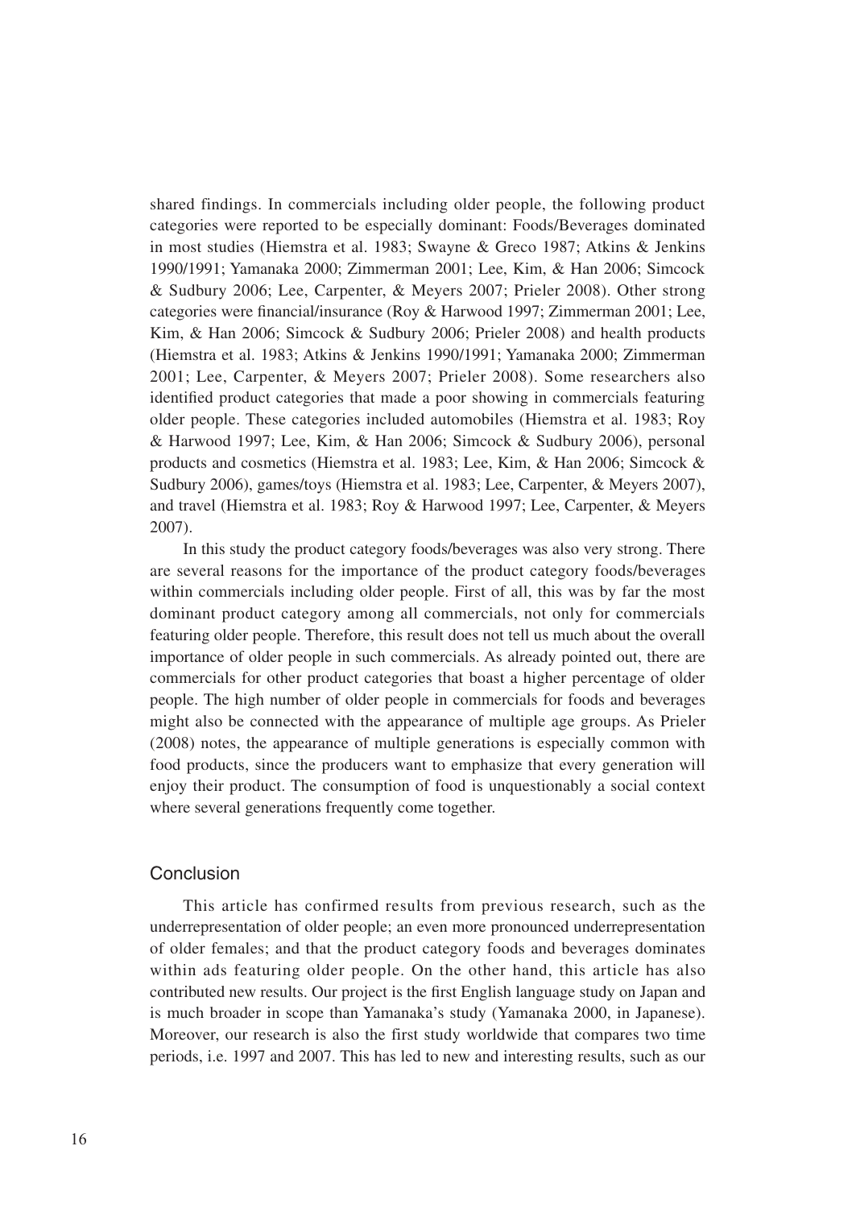shared findings. In commercials including older people, the following product categories were reported to be especially dominant: Foods/Beverages dominated in most studies (Hiemstra et al. 1983; Swayne & Greco 1987; Atkins & Jenkins 1990/1991; Yamanaka 2000; Zimmerman 2001; Lee, Kim, & Han 2006; Simcock & Sudbury 2006; Lee, Carpenter, & Meyers 2007; Prieler 2008). Other strong categories were financial/insurance (Roy & Harwood 1997; Zimmerman 2001; Lee, Kim, & Han 2006; Simcock & Sudbury 2006; Prieler 2008) and health products (Hiemstra et al. 1983; Atkins & Jenkins 1990/1991; Yamanaka 2000; Zimmerman 2001; Lee, Carpenter, & Meyers 2007; Prieler 2008). Some researchers also identified product categories that made a poor showing in commercials featuring older people. These categories included automobiles (Hiemstra et al. 1983; Roy & Harwood 1997; Lee, Kim, & Han 2006; Simcock & Sudbury 2006), personal products and cosmetics (Hiemstra et al. 1983; Lee, Kim, & Han 2006; Simcock & Sudbury 2006), games/toys (Hiemstra et al. 1983; Lee, Carpenter, & Meyers 2007), and travel (Hiemstra et al. 1983; Roy & Harwood 1997; Lee, Carpenter, & Meyers 2007).

In this study the product category foods/beverages was also very strong. There are several reasons for the importance of the product category foods/beverages within commercials including older people. First of all, this was by far the most dominant product category among all commercials, not only for commercials featuring older people. Therefore, this result does not tell us much about the overall importance of older people in such commercials. As already pointed out, there are commercials for other product categories that boast a higher percentage of older people. The high number of older people in commercials for foods and beverages might also be connected with the appearance of multiple age groups. As Prieler (2008) notes, the appearance of multiple generations is especially common with food products, since the producers want to emphasize that every generation will enjoy their product. The consumption of food is unquestionably a social context where several generations frequently come together.

## Conclusion

This article has confirmed results from previous research, such as the underrepresentation of older people; an even more pronounced underrepresentation of older females; and that the product category foods and beverages dominates within ads featuring older people. On the other hand, this article has also contributed new results. Our project is the first English language study on Japan and is much broader in scope than Yamanaka's study (Yamanaka 2000, in Japanese). Moreover, our research is also the first study worldwide that compares two time periods, i.e. 1997 and 2007. This has led to new and interesting results, such as our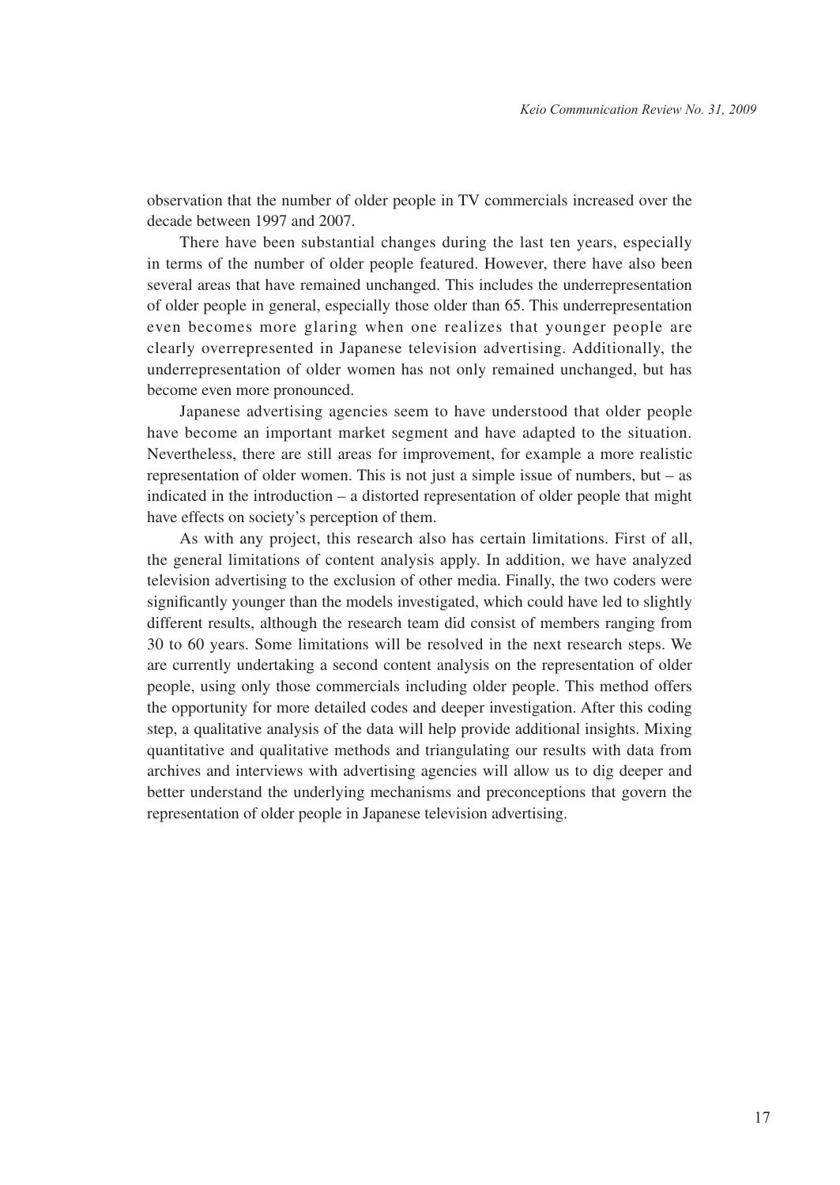observation that the number of older people in TV commercials increased over the decade between 1997 and 2007.

There have been substantial changes during the last ten years, especially in terms of the number of older people featured. However, there have also been several areas that have remained unchanged. This includes the underrepresentation of older people in general, especially those older than 65. This underrepresentation even becomes more glaring when one realizes that younger people are clearly overrepresented in Japanese television advertising. Additionally, the underrepresentation of older women has not only remained unchanged, but has become even more pronounced.

Japanese advertising agencies seem to have understood that older people have become an important market segment and have adapted to the situation. Nevertheless, there are still areas for improvement, for example a more realistic representation of older women. This is not just a simple issue of numbers, but – as indicated in the introduction – a distorted representation of older people that might have effects on society's perception of them.

As with any project, this research also has certain limitations. First of all, the general limitations of content analysis apply. In addition, we have analyzed television advertising to the exclusion of other media. Finally, the two coders were significantly younger than the models investigated, which could have led to slightly different results, although the research team did consist of members ranging from 30 to 60 years. Some limitations will be resolved in the next research steps. We are currently undertaking a second content analysis on the representation of older people, using only those commercials including older people. This method offers the opportunity for more detailed codes and deeper investigation. After this coding step, a qualitative analysis of the data will help provide additional insights. Mixing quantitative and qualitative methods and triangulating our results with data from archives and interviews with advertising agencies will allow us to dig deeper and better understand the underlying mechanisms and preconceptions that govern the representation of older people in Japanese television advertising.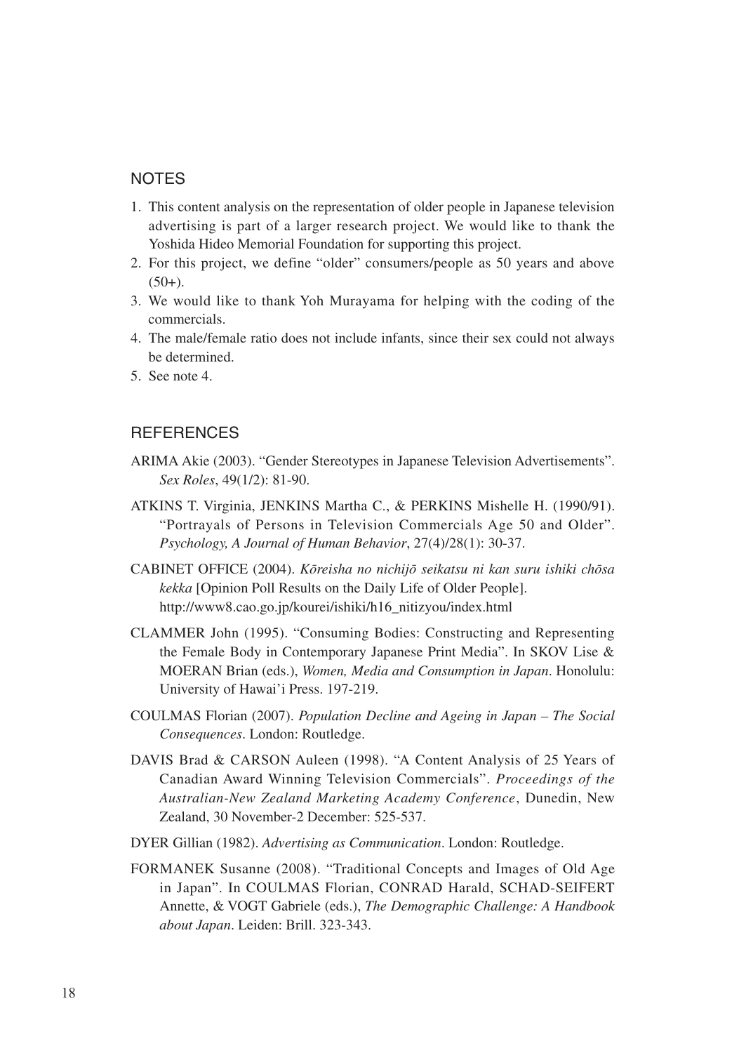## NOTES

1. This content analysis on the representation of older people in Japanese television advertising is part of a larger research project. We would like to thank the Yoshida Hideo Memorial Foundation for supporting this project.
2. For this project, we define "older" consumers/people as 50 years and above (50+).
3. We would like to thank Yoh Murayama for helping with the coding of the commercials.
4. The male/female ratio does not include infants, since their sex could not always be determined.
5. See note 4.

## REFERENCES

ARIMA Akie (2003). "Gender Stereotypes in Japanese Television Advertisements". *Sex Roles*, 49(1/2): 81-90.

ATKINS T. Virginia, JENKINS Martha C., & PERKINS Mishelle H. (1990/91). "Portrayals of Persons in Television Commercials Age 50 and Older". *Psychology, A Journal of Human Behavior*, 27(4)/28(1): 30-37.

CABINET OFFICE (2004). *Kōreisha no nichijō seikatsu ni kan suru ishiki chōsa kekka* [Opinion Poll Results on the Daily Life of Older People]. http://www8.cao.go.jp/kourei/ishiki/h16_nitizyou/index.html

CLAMMER John (1995). "Consuming Bodies: Constructing and Representing the Female Body in Contemporary Japanese Print Media". In SKOV Lise & MOERAN Brian (eds.), *Women, Media and Consumption in Japan*. Honolulu: University of Hawai'i Press. 197-219.

COULMAS Florian (2007). *Population Decline and Ageing in Japan – The Social Consequences*. London: Routledge.

DAVIS Brad & CARSON Auleen (1998). "A Content Analysis of 25 Years of Canadian Award Winning Television Commercials". *Proceedings of the Australian-New Zealand Marketing Academy Conference*, Dunedin, New Zealand, 30 November-2 December: 525-537.

DYER Gillian (1982). *Advertising as Communication*. London: Routledge.

FORMANEK Susanne (2008). "Traditional Concepts and Images of Old Age in Japan". In COULMAS Florian, CONRAD Harald, SCHAD-SEIFERT Annette, & VOGT Gabriele (eds.), *The Demographic Challenge: A Handbook about Japan*. Leiden: Brill. 323-343.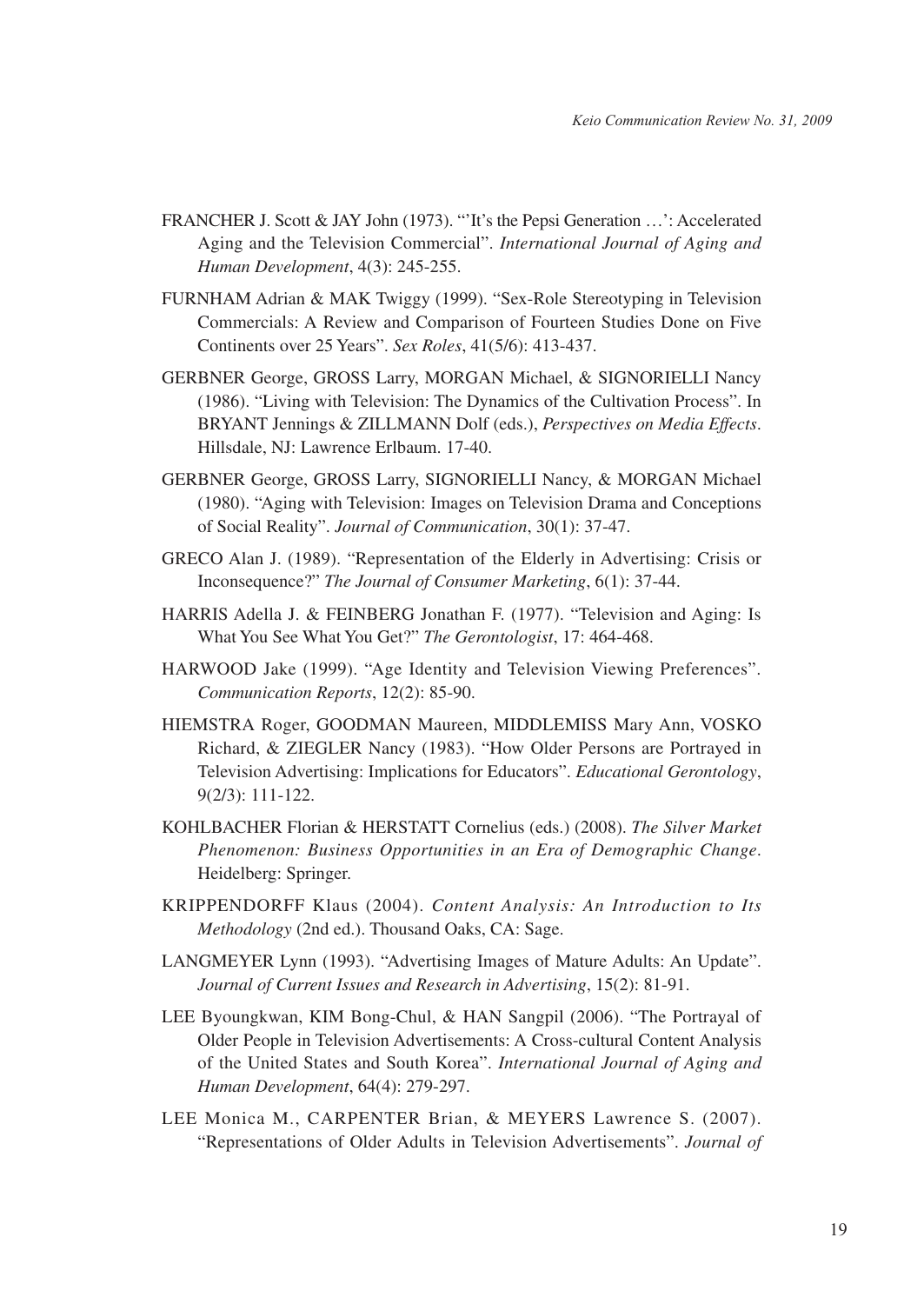FRANCHER J. Scott & JAY John (1973). "'It's the Pepsi Generation …': Accelerated Aging and the Television Commercial". *International Journal of Aging and Human Development*, 4(3): 245-255.

FURNHAM Adrian & MAK Twiggy (1999). "Sex-Role Stereotyping in Television Commercials: A Review and Comparison of Fourteen Studies Done on Five Continents over 25 Years". *Sex Roles*, 41(5/6): 413-437.

GERBNER George, GROSS Larry, MORGAN Michael, & SIGNORIELLI Nancy (1986). "Living with Television: The Dynamics of the Cultivation Process". In BRYANT Jennings & ZILLMANN Dolf (eds.), *Perspectives on Media Effects*. Hillsdale, NJ: Lawrence Erlbaum. 17-40.

GERBNER George, GROSS Larry, SIGNORIELLI Nancy, & MORGAN Michael (1980). "Aging with Television: Images on Television Drama and Conceptions of Social Reality". *Journal of Communication*, 30(1): 37-47.

GRECO Alan J. (1989). "Representation of the Elderly in Advertising: Crisis or Inconsequence?" *The Journal of Consumer Marketing*, 6(1): 37-44.

HARRIS Adella J. & FEINBERG Jonathan F. (1977). "Television and Aging: Is What You See What You Get?" *The Gerontologist*, 17: 464-468.

HARWOOD Jake (1999). "Age Identity and Television Viewing Preferences". *Communication Reports*, 12(2): 85-90.

HIEMSTRA Roger, GOODMAN Maureen, MIDDLEMISS Mary Ann, VOSKO Richard, & ZIEGLER Nancy (1983). "How Older Persons are Portrayed in Television Advertising: Implications for Educators". *Educational Gerontology*, 9(2/3): 111-122.

KOHLBACHER Florian & HERSTATT Cornelius (eds.) (2008). *The Silver Market Phenomenon: Business Opportunities in an Era of Demographic Change*. Heidelberg: Springer.

KRIPPENDORFF Klaus (2004). *Content Analysis: An Introduction to Its Methodology* (2nd ed.). Thousand Oaks, CA: Sage.

LANGMEYER Lynn (1993). "Advertising Images of Mature Adults: An Update". *Journal of Current Issues and Research in Advertising*, 15(2): 81-91.

LEE Byoungkwan, KIM Bong-Chul, & HAN Sangpil (2006). "The Portrayal of Older People in Television Advertisements: A Cross-cultural Content Analysis of the United States and South Korea". *International Journal of Aging and Human Development*, 64(4): 279-297.

LEE Monica M., CARPENTER Brian, & MEYERS Lawrence S. (2007). "Representations of Older Adults in Television Advertisements". *Journal of*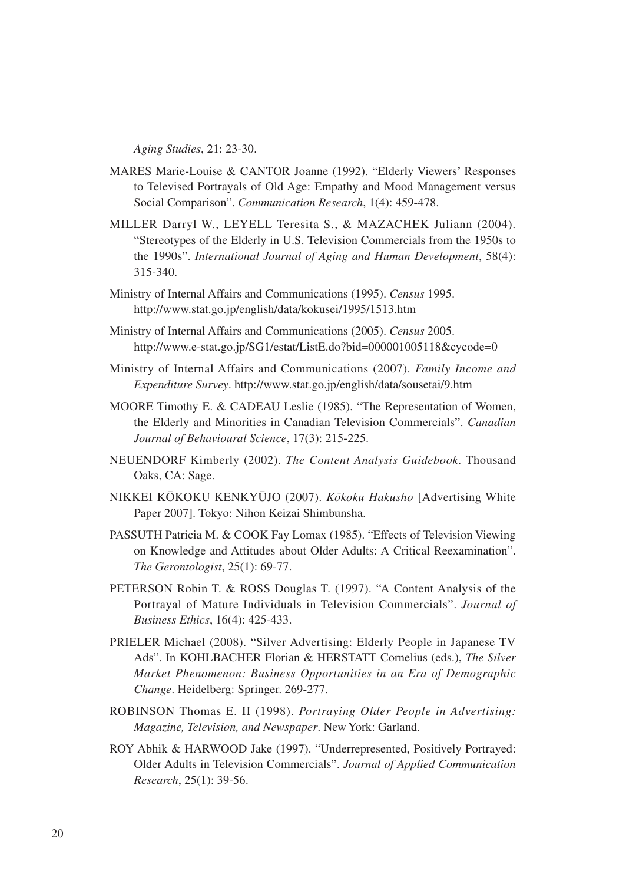*Aging Studies*, 21: 23-30.

MARES Marie-Louise & CANTOR Joanne (1992). "Elderly Viewers' Responses to Televised Portrayals of Old Age: Empathy and Mood Management versus Social Comparison". *Communication Research*, 1(4): 459-478.

MILLER Darryl W., LEYELL Teresita S., & MAZACHEK Juliann (2004). "Stereotypes of the Elderly in U.S. Television Commercials from the 1950s to the 1990s". *International Journal of Aging and Human Development*, 58(4): 315-340.

Ministry of Internal Affairs and Communications (1995). *Census* 1995. http://www.stat.go.jp/english/data/kokusei/1995/1513.htm

Ministry of Internal Affairs and Communications (2005). *Census* 2005. http://www.e-stat.go.jp/SG1/estat/ListE.do?bid=000001005118&cycode=0

Ministry of Internal Affairs and Communications (2007). *Family Income and Expenditure Survey*. http://www.stat.go.jp/english/data/sousetai/9.htm

MOORE Timothy E. & CADEAU Leslie (1985). "The Representation of Women, the Elderly and Minorities in Canadian Television Commercials". *Canadian Journal of Behavioural Science*, 17(3): 215-225.

NEUENDORF Kimberly (2002). *The Content Analysis Guidebook*. Thousand Oaks, CA: Sage.

NIKKEI KŌKOKU KENKYŪJO (2007). *Kōkoku Hakusho* [Advertising White Paper 2007]. Tokyo: Nihon Keizai Shimbunsha.

PASSUTH Patricia M. & COOK Fay Lomax (1985). "Effects of Television Viewing on Knowledge and Attitudes about Older Adults: A Critical Reexamination". *The Gerontologist*, 25(1): 69-77.

PETERSON Robin T. & ROSS Douglas T. (1997). "A Content Analysis of the Portrayal of Mature Individuals in Television Commercials". *Journal of Business Ethics*, 16(4): 425-433.

PRIELER Michael (2008). "Silver Advertising: Elderly People in Japanese TV Ads". In KOHLBACHER Florian & HERSTATT Cornelius (eds.), *The Silver Market Phenomenon: Business Opportunities in an Era of Demographic Change*. Heidelberg: Springer. 269-277.

ROBINSON Thomas E. II (1998). *Portraying Older People in Advertising: Magazine, Television, and Newspaper*. New York: Garland.

ROY Abhik & HARWOOD Jake (1997). "Underrepresented, Positively Portrayed: Older Adults in Television Commercials". *Journal of Applied Communication Research*, 25(1): 39-56.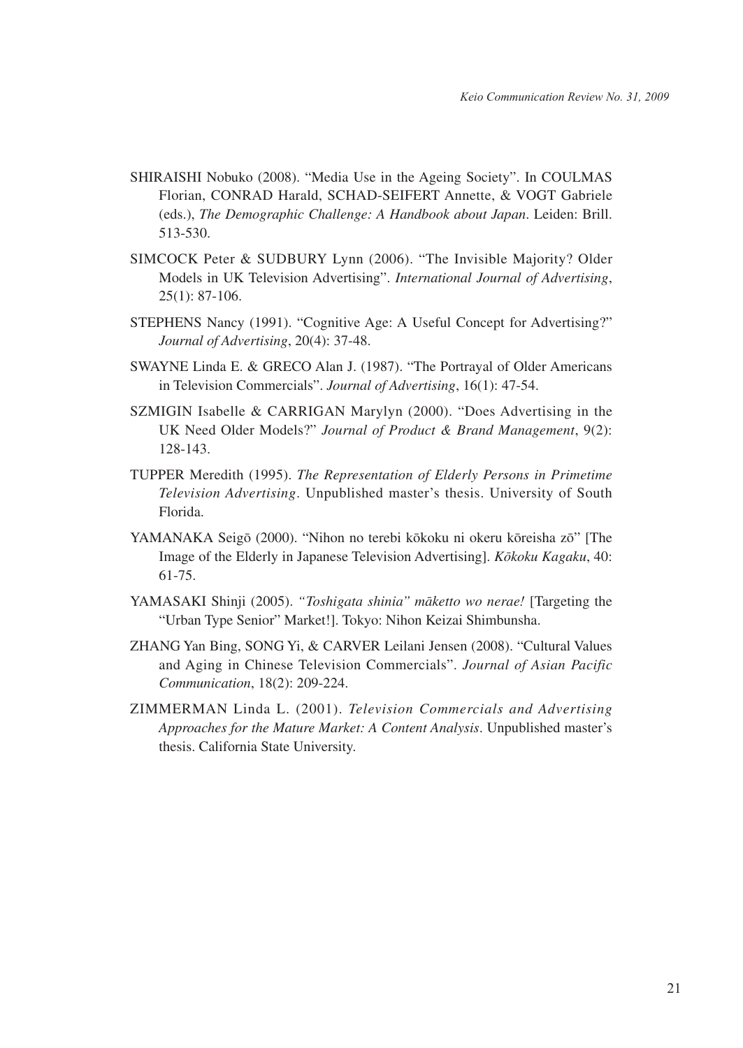SHIRAISHI Nobuko (2008). “Media Use in the Ageing Society”. In COULMAS Florian, CONRAD Harald, SCHAD-SEIFERT Annette, & VOGT Gabriele (eds.), *The Demographic Challenge: A Handbook about Japan*. Leiden: Brill. 513-530.

SIMCOCK Peter & SUDBURY Lynn (2006). “The Invisible Majority? Older Models in UK Television Advertising”. *International Journal of Advertising*, 25(1): 87-106.

STEPHENS Nancy (1991). “Cognitive Age: A Useful Concept for Advertising?” *Journal of Advertising*, 20(4): 37-48.

SWAYNE Linda E. & GRECO Alan J. (1987). “The Portrayal of Older Americans in Television Commercials”. *Journal of Advertising*, 16(1): 47-54.

SZMIGIN Isabelle & CARRIGAN Marylyn (2000). “Does Advertising in the UK Need Older Models?” *Journal of Product & Brand Management*, 9(2): 128-143.

TUPPER Meredith (1995). *The Representation of Elderly Persons in Primetime Television Advertising*. Unpublished master’s thesis. University of South Florida.

YAMANAKA Seigō (2000). “Nihon no terebi kōkoku ni okeru kōreisha zō” [The Image of the Elderly in Japanese Television Advertising]. *Kōkoku Kagaku*, 40: 61-75.

YAMASAKI Shinji (2005). *“Toshigata shinia” māketto wo nerae!* [Targeting the “Urban Type Senior” Market!]. Tokyo: Nihon Keizai Shimbunsha.

ZHANG Yan Bing, SONG Yi, & CARVER Leilani Jensen (2008). “Cultural Values and Aging in Chinese Television Commercials”. *Journal of Asian Pacific Communication*, 18(2): 209-224.

ZIMMERMAN Linda L. (2001). *Television Commercials and Advertising Approaches for the Mature Market: A Content Analysis*. Unpublished master’s thesis. California State University.